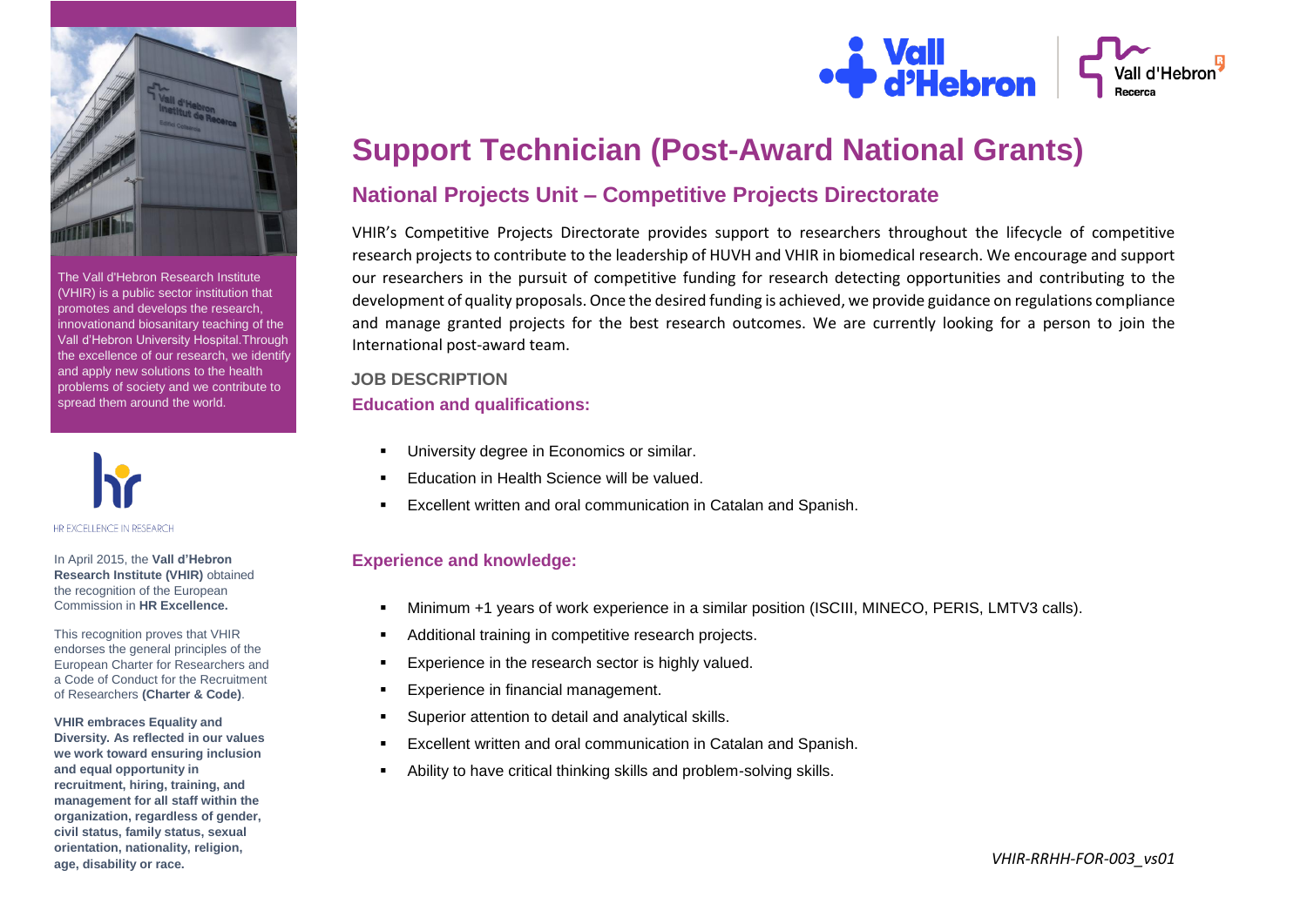# Support Technician (Post-Award National Grants)

## National Projects Unit – Competitive Projects Directorate

VHIR's Competitive Projects Directorate provides support to researchers throughout the lifecycle of competitive research projects to contribute to the leadership of HUVH and VHIR in biomedical research. We encourage and support our researchers in the pursuit of competitive funding for research detecting opportunities and contributing to the development of quality proposals. Once the desired funding is achieved, we provide guidance on regulations compliance and manage granted projects for the best research outcomes. We are currently looking for a person to join the International post-award team.

**JOB DESCRIPTION**

### Education and qualifications:

- University degree in Economics or similar.
- Education in Health Science will be valued.
- Excellent written and oral communication in Catalan and Spanish.

### Experience and knowledge:

- Minimum +1 years of work experience in a similar position (ISCIII, MINECO, PERIS, LMTV3 calls).
- Additional training in competitive research projects.
- Experience in the research sector is highly valued.
- Experience in financial management.
- Superior attention to detail and analytical skills.
- Excellent written and oral communication in Catalan and Spanish.
- Ability to have critical thinking skills and problem-solving skills.

The Vall d'Hebron Research Institute (VHIR) is a public sector institution that promotes and develops the research, innovationand biosanitary teaching of the Vall d'Hebron University Hospital.Through the excellence of our research, we identify and apply new solutions to the health problems of society and we contribute to spread them around the world.

HR EXCELLENCE IN RESEARCH

In April 2015, the **Vall d'Hebron Research Institute (VHIR)** obtained the recognition of the European Commission in **HR Excellence.**

This recognition proves that VHIR endorses the general principles of the European Charter for Researchers and a Code of Conduct for the Recruitment of Researchers **(Charter & Code)**.

**VHIR embraces Equality and Diversity. As reflected in our values we work toward ensuring inclusion and equal opportunity in recruitment, hiring, training, and management for all staff within the organization, regardless of gender, civil status, family status, sexual orientation, nationality, religion, age, disability or race.**

*VHIR-RRHH-FOR-003_vs01*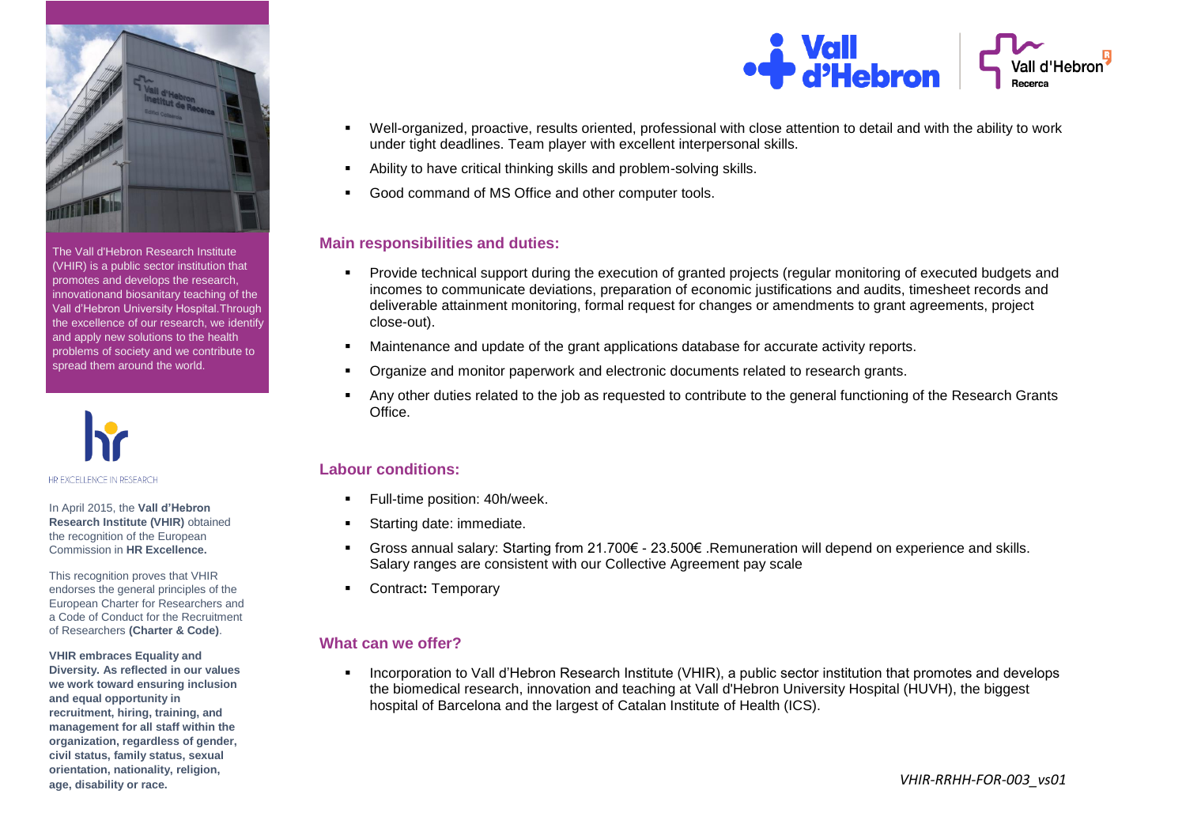The Vall d'Hebron Research Institute (VHIR) is a public sector institution that promotes and develops the research, innovationand biosanitary teaching of the Vall d'Hebron University Hospital.Through the excellence of our research, we identify and apply new solutions to the health problems of society and we contribute to spread them around the world.

HR EXCELLENCE IN RESEARCH

In April 2015, the **Vall d'Hebron Research Institute (VHIR)** obtained the recognition of the European Commission in **HR Excellence.**

This recognition proves that VHIR endorses the general principles of the European Charter for Researchers and a Code of Conduct for the Recruitment of Researchers **(Charter & Code)**.

**VHIR embraces Equality and Diversity. As reflected in our values we work toward ensuring inclusion and equal opportunity in recruitment, hiring, training, and management for all staff within the organization, regardless of gender, civil status, family status, sexual orientation, nationality, religion, age, disability or race.**

- Well-organized, proactive, results oriented, professional with close attention to detail and with the ability to work under tight deadlines. Team player with excellent interpersonal skills.
- Ability to have critical thinking skills and problem-solving skills.
- Good command of MS Office and other computer tools.

## Main responsibilities and duties:

- Provide technical support during the execution of granted projects (regular monitoring of executed budgets and incomes to communicate deviations, preparation of economic justifications and audits, timesheet records and deliverable attainment monitoring, formal request for changes or amendments to grant agreements, project close-out).
- Maintenance and update of the grant applications database for accurate activity reports.
- Organize and monitor paperwork and electronic documents related to research grants.
- Any other duties related to the job as requested to contribute to the general functioning of the Research Grants Office.

## Labour conditions:

- Full-time position: 40h/week.
- Starting date: immediate.
- Gross annual salary: Starting from 21.700€ - 23.500€ .Remuneration will depend on experience and skills. Salary ranges are consistent with our Collective Agreement pay scale
- Contract**:** Temporary

## What can we offer?

- Incorporation to Vall d'Hebron Research Institute (VHIR), a public sector institution that promotes and develops the biomedical research, innovation and teaching at Vall d'Hebron University Hospital (HUVH), the biggest hospital of Barcelona and the largest of Catalan Institute of Health (ICS).

*VHIR-RRHH-FOR-003_vs01*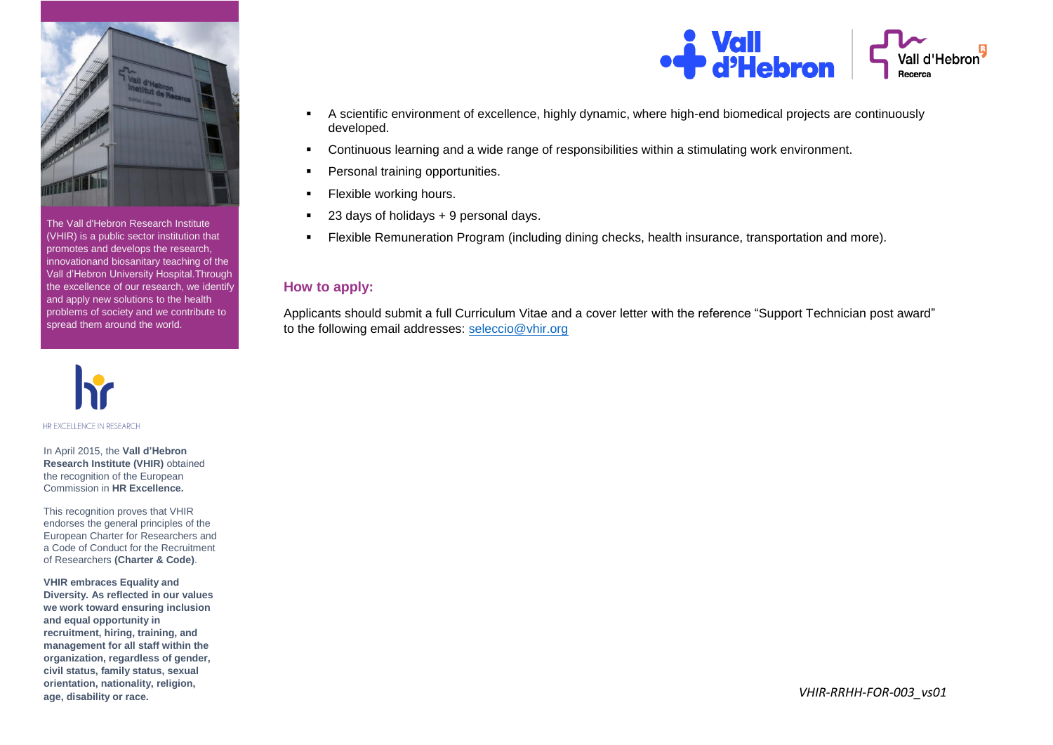The Vall d'Hebron Research Institute (VHIR) is a public sector institution that promotes and develops the research, innovationand biosanitary teaching of the Vall d'Hebron University Hospital.Through the excellence of our research, we identify and apply new solutions to the health problems of society and we contribute to spread them around the world.

HR EXCELLENCE IN RESEARCH

In April 2015, the **Vall d'Hebron Research Institute (VHIR)** obtained the recognition of the European Commission in **HR Excellence.**

This recognition proves that VHIR endorses the general principles of the European Charter for Researchers and a Code of Conduct for the Recruitment of Researchers **(Charter & Code)**.

**VHIR embraces Equality and Diversity. As reflected in our values we work toward ensuring inclusion and equal opportunity in recruitment, hiring, training, and management for all staff within the organization, regardless of gender, civil status, family status, sexual orientation, nationality, religion, age, disability or race.**

- A scientific environment of excellence, highly dynamic, where high-end biomedical projects are continuously developed.
- Continuous learning and a wide range of responsibilities within a stimulating work environment.
- Personal training opportunities.
- Flexible working hours.
- 23 days of holidays + 9 personal days.
- Flexible Remuneration Program (including dining checks, health insurance, transportation and more).

### How to apply:

Applicants should submit a full Curriculum Vitae and a cover letter with the reference "Support Technician post award" to the following email addresses: seleccio@vhir.org

*VHIR-RRHH-FOR-003_vs01*